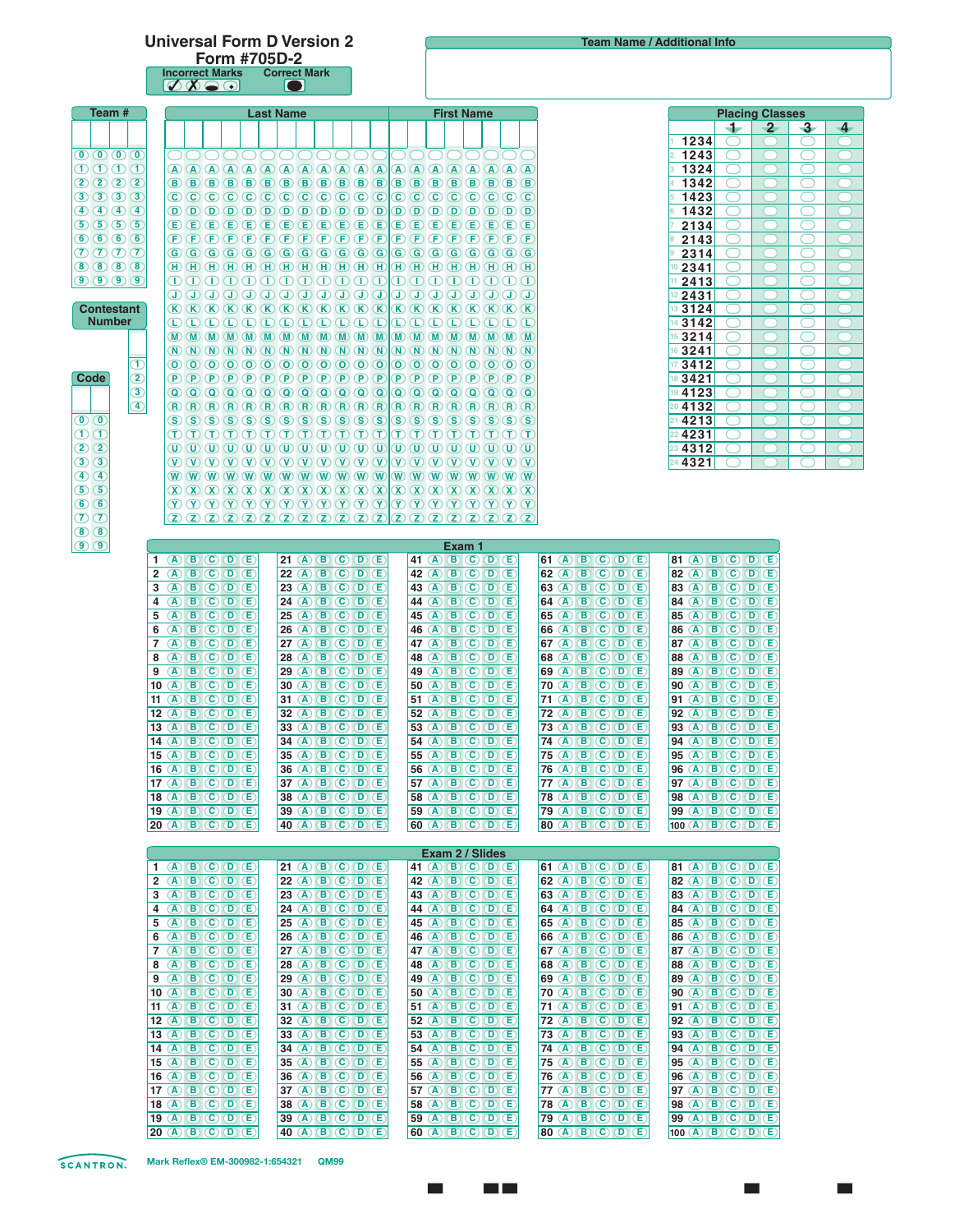# Universal Form D Version 2
## Form #705D-2

**Incorrect Marks** ✓ ✗ ● ⊙ **Correct Mark** ●

**Team Name / Additional Info**

**Team #**

0 1 2 3 4 5 6 7 8 9 (×4 columns)

**Contestant Number**

1 2 3 4

**Code**

0 1 2 3 4 5 6 7 8 9 (×2 columns)

**Last Name** | **First Name**

A B C D E F G H I J K L M N O P Q R S T U V W X Y Z

**Placing Classes**

| | Order | 1 | 2 | 3 | 4 |
|---|---|---|---|---|---|
| 1 | 1234 | | | | |
| 2 | 1243 | | | | |
| 3 | 1324 | | | | |
| 4 | 1342 | | | | |
| 5 | 1423 | | | | |
| 6 | 1432 | | | | |
| 7 | 2134 | | | | |
| 8 | 2143 | | | | |
| 9 | 2314 | | | | |
| 10 | 2341 | | | | |
| 11 | 2413 | | | | |
| 12 | 2431 | | | | |
| 13 | 3124 | | | | |
| 14 | 3142 | | | | |
| 15 | 3214 | | | | |
| 16 | 3241 | | | | |
| 17 | 3412 | | | | |
| 18 | 3421 | | | | |
| 19 | 4123 | | | | |
| 20 | 4132 | | | | |
| 21 | 4213 | | | | |
| 22 | 4231 | | | | |
| 23 | 4312 | | | | |
| 24 | 4321 | | | | |

**Exam 1**

Questions 1–100, each with options A B C D E

**Exam 2 / Slides**

Questions 1–100, each with options A B C D E

SCANTRON. Mark Reflex® EM-300982-1:654321 QM99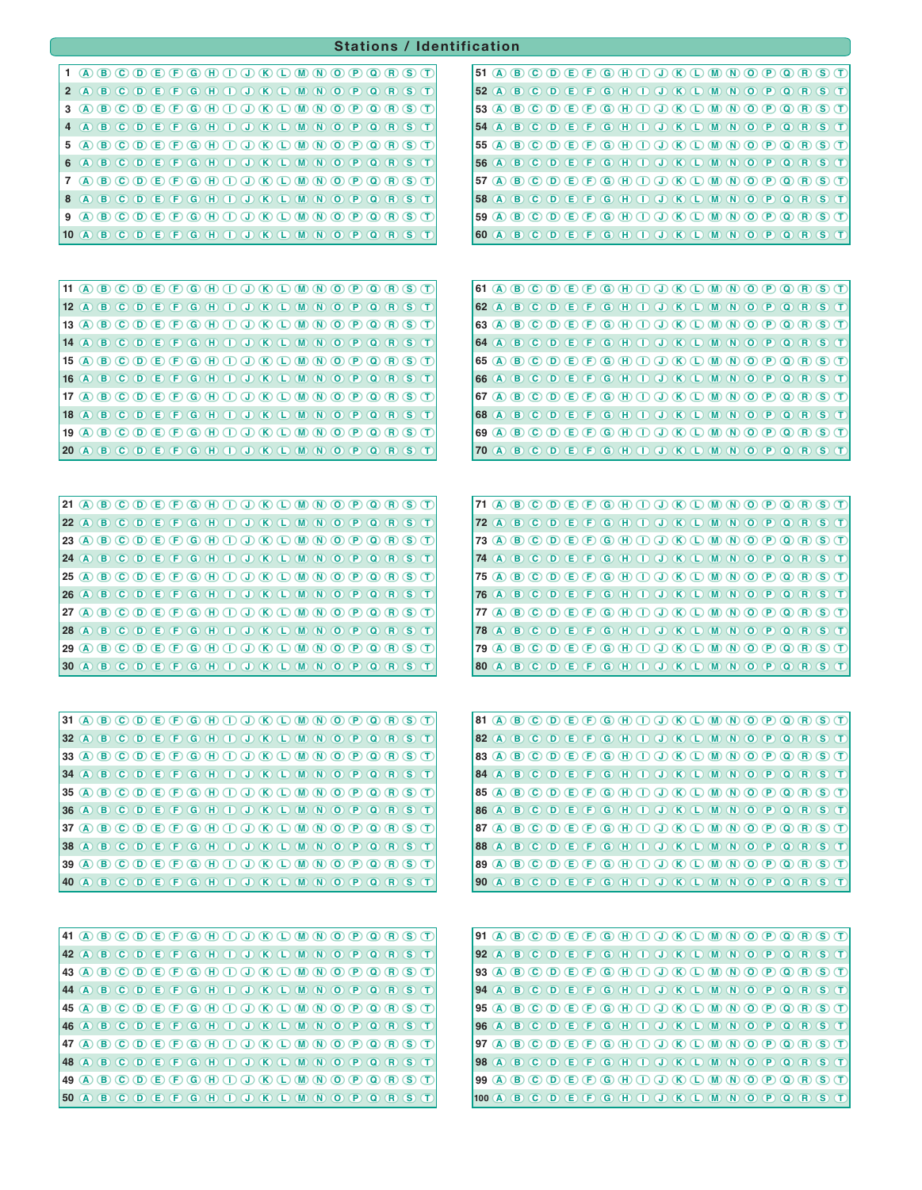## Stations / Identification

| | | | | | | | | | | | | | | | | | | | | |
|---|---|---|---|---|---|---|---|---|---|---|---|---|---|---|---|---|---|---|---|---|
| 1 | A | B | C | D | E | F | G | H | I | J | K | L | M | N | O | P | Q | R | S | T |
| 2 | A | B | C | D | E | F | G | H | I | J | K | L | M | N | O | P | Q | R | S | T |
| 3 | A | B | C | D | E | F | G | H | I | J | K | L | M | N | O | P | Q | R | S | T |
| 4 | A | B | C | D | E | F | G | H | I | J | K | L | M | N | O | P | Q | R | S | T |
| 5 | A | B | C | D | E | F | G | H | I | J | K | L | M | N | O | P | Q | R | S | T |
| 6 | A | B | C | D | E | F | G | H | I | J | K | L | M | N | O | P | Q | R | S | T |
| 7 | A | B | C | D | E | F | G | H | I | J | K | L | M | N | O | P | Q | R | S | T |
| 8 | A | B | C | D | E | F | G | H | I | J | K | L | M | N | O | P | Q | R | S | T |
| 9 | A | B | C | D | E | F | G | H | I | J | K | L | M | N | O | P | Q | R | S | T |
| 10 | A | B | C | D | E | F | G | H | I | J | K | L | M | N | O | P | Q | R | S | T |
| 11 | A | B | C | D | E | F | G | H | I | J | K | L | M | N | O | P | Q | R | S | T |
| 12 | A | B | C | D | E | F | G | H | I | J | K | L | M | N | O | P | Q | R | S | T |
| 13 | A | B | C | D | E | F | G | H | I | J | K | L | M | N | O | P | Q | R | S | T |
| 14 | A | B | C | D | E | F | G | H | I | J | K | L | M | N | O | P | Q | R | S | T |
| 15 | A | B | C | D | E | F | G | H | I | J | K | L | M | N | O | P | Q | R | S | T |
| 16 | A | B | C | D | E | F | G | H | I | J | K | L | M | N | O | P | Q | R | S | T |
| 17 | A | B | C | D | E | F | G | H | I | J | K | L | M | N | O | P | Q | R | S | T |
| 18 | A | B | C | D | E | F | G | H | I | J | K | L | M | N | O | P | Q | R | S | T |
| 19 | A | B | C | D | E | F | G | H | I | J | K | L | M | N | O | P | Q | R | S | T |
| 20 | A | B | C | D | E | F | G | H | I | J | K | L | M | N | O | P | Q | R | S | T |
| 21 | A | B | C | D | E | F | G | H | I | J | K | L | M | N | O | P | Q | R | S | T |
| 22 | A | B | C | D | E | F | G | H | I | J | K | L | M | N | O | P | Q | R | S | T |
| 23 | A | B | C | D | E | F | G | H | I | J | K | L | M | N | O | P | Q | R | S | T |
| 24 | A | B | C | D | E | F | G | H | I | J | K | L | M | N | O | P | Q | R | S | T |
| 25 | A | B | C | D | E | F | G | H | I | J | K | L | M | N | O | P | Q | R | S | T |
| 26 | A | B | C | D | E | F | G | H | I | J | K | L | M | N | O | P | Q | R | S | T |
| 27 | A | B | C | D | E | F | G | H | I | J | K | L | M | N | O | P | Q | R | S | T |
| 28 | A | B | C | D | E | F | G | H | I | J | K | L | M | N | O | P | Q | R | S | T |
| 29 | A | B | C | D | E | F | G | H | I | J | K | L | M | N | O | P | Q | R | S | T |
| 30 | A | B | C | D | E | F | G | H | I | J | K | L | M | N | O | P | Q | R | S | T |
| 31 | A | B | C | D | E | F | G | H | I | J | K | L | M | N | O | P | Q | R | S | T |
| 32 | A | B | C | D | E | F | G | H | I | J | K | L | M | N | O | P | Q | R | S | T |
| 33 | A | B | C | D | E | F | G | H | I | J | K | L | M | N | O | P | Q | R | S | T |
| 34 | A | B | C | D | E | F | G | H | I | J | K | L | M | N | O | P | Q | R | S | T |
| 35 | A | B | C | D | E | F | G | H | I | J | K | L | M | N | O | P | Q | R | S | T |
| 36 | A | B | C | D | E | F | G | H | I | J | K | L | M | N | O | P | Q | R | S | T |
| 37 | A | B | C | D | E | F | G | H | I | J | K | L | M | N | O | P | Q | R | S | T |
| 38 | A | B | C | D | E | F | G | H | I | J | K | L | M | N | O | P | Q | R | S | T |
| 39 | A | B | C | D | E | F | G | H | I | J | K | L | M | N | O | P | Q | R | S | T |
| 40 | A | B | C | D | E | F | G | H | I | J | K | L | M | N | O | P | Q | R | S | T |
| 41 | A | B | C | D | E | F | G | H | I | J | K | L | M | N | O | P | Q | R | S | T |
| 42 | A | B | C | D | E | F | G | H | I | J | K | L | M | N | O | P | Q | R | S | T |
| 43 | A | B | C | D | E | F | G | H | I | J | K | L | M | N | O | P | Q | R | S | T |
| 44 | A | B | C | D | E | F | G | H | I | J | K | L | M | N | O | P | Q | R | S | T |
| 45 | A | B | C | D | E | F | G | H | I | J | K | L | M | N | O | P | Q | R | S | T |
| 46 | A | B | C | D | E | F | G | H | I | J | K | L | M | N | O | P | Q | R | S | T |
| 47 | A | B | C | D | E | F | G | H | I | J | K | L | M | N | O | P | Q | R | S | T |
| 48 | A | B | C | D | E | F | G | H | I | J | K | L | M | N | O | P | Q | R | S | T |
| 49 | A | B | C | D | E | F | G | H | I | J | K | L | M | N | O | P | Q | R | S | T |
| 50 | A | B | C | D | E | F | G | H | I | J | K | L | M | N | O | P | Q | R | S | T |
| 51 | A | B | C | D | E | F | G | H | I | J | K | L | M | N | O | P | Q | R | S | T |
| 52 | A | B | C | D | E | F | G | H | I | J | K | L | M | N | O | P | Q | R | S | T |
| 53 | A | B | C | D | E | F | G | H | I | J | K | L | M | N | O | P | Q | R | S | T |
| 54 | A | B | C | D | E | F | G | H | I | J | K | L | M | N | O | P | Q | R | S | T |
| 55 | A | B | C | D | E | F | G | H | I | J | K | L | M | N | O | P | Q | R | S | T |
| 56 | A | B | C | D | E | F | G | H | I | J | K | L | M | N | O | P | Q | R | S | T |
| 57 | A | B | C | D | E | F | G | H | I | J | K | L | M | N | O | P | Q | R | S | T |
| 58 | A | B | C | D | E | F | G | H | I | J | K | L | M | N | O | P | Q | R | S | T |
| 59 | A | B | C | D | E | F | G | H | I | J | K | L | M | N | O | P | Q | R | S | T |
| 60 | A | B | C | D | E | F | G | H | I | J | K | L | M | N | O | P | Q | R | S | T |
| 61 | A | B | C | D | E | F | G | H | I | J | K | L | M | N | O | P | Q | R | S | T |
| 62 | A | B | C | D | E | F | G | H | I | J | K | L | M | N | O | P | Q | R | S | T |
| 63 | A | B | C | D | E | F | G | H | I | J | K | L | M | N | O | P | Q | R | S | T |
| 64 | A | B | C | D | E | F | G | H | I | J | K | L | M | N | O | P | Q | R | S | T |
| 65 | A | B | C | D | E | F | G | H | I | J | K | L | M | N | O | P | Q | R | S | T |
| 66 | A | B | C | D | E | F | G | H | I | J | K | L | M | N | O | P | Q | R | S | T |
| 67 | A | B | C | D | E | F | G | H | I | J | K | L | M | N | O | P | Q | R | S | T |
| 68 | A | B | C | D | E | F | G | H | I | J | K | L | M | N | O | P | Q | R | S | T |
| 69 | A | B | C | D | E | F | G | H | I | J | K | L | M | N | O | P | Q | R | S | T |
| 70 | A | B | C | D | E | F | G | H | I | J | K | L | M | N | O | P | Q | R | S | T |
| 71 | A | B | C | D | E | F | G | H | I | J | K | L | M | N | O | P | Q | R | S | T |
| 72 | A | B | C | D | E | F | G | H | I | J | K | L | M | N | O | P | Q | R | S | T |
| 73 | A | B | C | D | E | F | G | H | I | J | K | L | M | N | O | P | Q | R | S | T |
| 74 | A | B | C | D | E | F | G | H | I | J | K | L | M | N | O | P | Q | R | S | T |
| 75 | A | B | C | D | E | F | G | H | I | J | K | L | M | N | O | P | Q | R | S | T |
| 76 | A | B | C | D | E | F | G | H | I | J | K | L | M | N | O | P | Q | R | S | T |
| 77 | A | B | C | D | E | F | G | H | I | J | K | L | M | N | O | P | Q | R | S | T |
| 78 | A | B | C | D | E | F | G | H | I | J | K | L | M | N | O | P | Q | R | S | T |
| 79 | A | B | C | D | E | F | G | H | I | J | K | L | M | N | O | P | Q | R | S | T |
| 80 | A | B | C | D | E | F | G | H | I | J | K | L | M | N | O | P | Q | R | S | T |
| 81 | A | B | C | D | E | F | G | H | I | J | K | L | M | N | O | P | Q | R | S | T |
| 82 | A | B | C | D | E | F | G | H | I | J | K | L | M | N | O | P | Q | R | S | T |
| 83 | A | B | C | D | E | F | G | H | I | J | K | L | M | N | O | P | Q | R | S | T |
| 84 | A | B | C | D | E | F | G | H | I | J | K | L | M | N | O | P | Q | R | S | T |
| 85 | A | B | C | D | E | F | G | H | I | J | K | L | M | N | O | P | Q | R | S | T |
| 86 | A | B | C | D | E | F | G | H | I | J | K | L | M | N | O | P | Q | R | S | T |
| 87 | A | B | C | D | E | F | G | H | I | J | K | L | M | N | O | P | Q | R | S | T |
| 88 | A | B | C | D | E | F | G | H | I | J | K | L | M | N | O | P | Q | R | S | T |
| 89 | A | B | C | D | E | F | G | H | I | J | K | L | M | N | O | P | Q | R | S | T |
| 90 | A | B | C | D | E | F | G | H | I | J | K | L | M | N | O | P | Q | R | S | T |
| 91 | A | B | C | D | E | F | G | H | I | J | K | L | M | N | O | P | Q | R | S | T |
| 92 | A | B | C | D | E | F | G | H | I | J | K | L | M | N | O | P | Q | R | S | T |
| 93 | A | B | C | D | E | F | G | H | I | J | K | L | M | N | O | P | Q | R | S | T |
| 94 | A | B | C | D | E | F | G | H | I | J | K | L | M | N | O | P | Q | R | S | T |
| 95 | A | B | C | D | E | F | G | H | I | J | K | L | M | N | O | P | Q | R | S | T |
| 96 | A | B | C | D | E | F | G | H | I | J | K | L | M | N | O | P | Q | R | S | T |
| 97 | A | B | C | D | E | F | G | H | I | J | K | L | M | N | O | P | Q | R | S | T |
| 98 | A | B | C | D | E | F | G | H | I | J | K | L | M | N | O | P | Q | R | S | T |
| 99 | A | B | C | D | E | F | G | H | I | J | K | L | M | N | O | P | Q | R | S | T |
| 100 | A | B | C | D | E | F | G | H | I | J | K | L | M | N | O | P | Q | R | S | T |